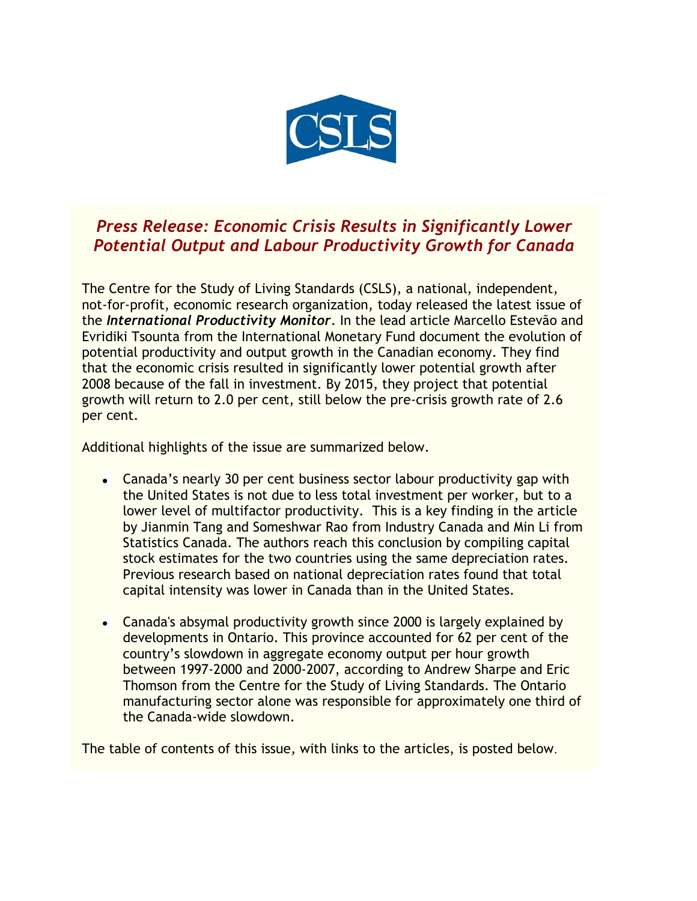CSLS

# *Press Release: Economic Crisis Results in Significantly Lower Potential Output and Labour Productivity Growth for Canada*

The Centre for the Study of Living Standards (CSLS), a national, independent, not-for-profit, economic research organization, today released the latest issue of the ***International Productivity Monitor***. In the lead article Marcello Estevão and Evridiki Tsounta from the International Monetary Fund document the evolution of potential productivity and output growth in the Canadian economy. They find that the economic crisis resulted in significantly lower potential growth after 2008 because of the fall in investment. By 2015, they project that potential growth will return to 2.0 per cent, still below the pre-crisis growth rate of 2.6 per cent.

Additional highlights of the issue are summarized below.

- Canada's nearly 30 per cent business sector labour productivity gap with the United States is not due to less total investment per worker, but to a lower level of multifactor productivity. This is a key finding in the article by Jianmin Tang and Someshwar Rao from Industry Canada and Min Li from Statistics Canada. The authors reach this conclusion by compiling capital stock estimates for the two countries using the same depreciation rates. Previous research based on national depreciation rates found that total capital intensity was lower in Canada than in the United States.

- Canada's absymal productivity growth since 2000 is largely explained by developments in Ontario. This province accounted for 62 per cent of the country's slowdown in aggregate economy output per hour growth between 1997-2000 and 2000-2007, according to Andrew Sharpe and Eric Thomson from the Centre for the Study of Living Standards. The Ontario manufacturing sector alone was responsible for approximately one third of the Canada-wide slowdown.

The table of contents of this issue, with links to the articles, is posted below.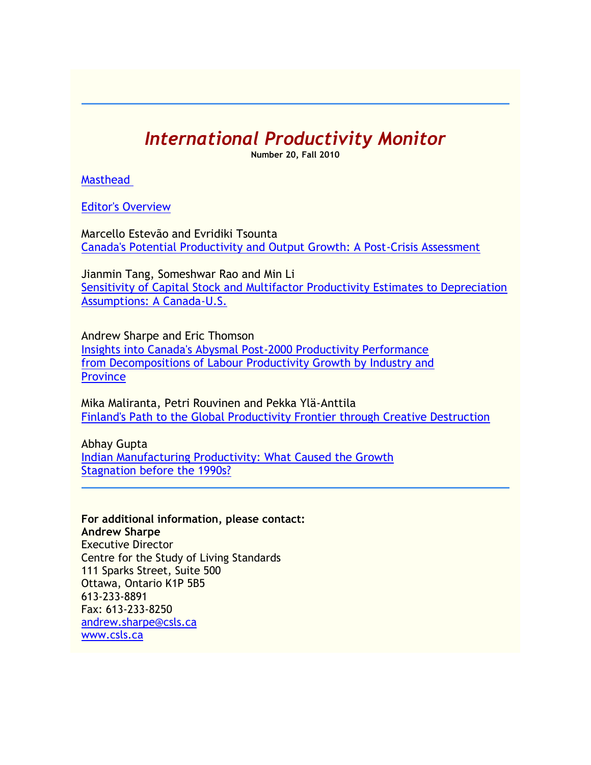# *International Productivity Monitor*

**Number 20, Fall 2010**

Masthead

Editor's Overview

Marcello Estevão and Evridiki Tsounta
Canada's Potential Productivity and Output Growth: A Post-Crisis Assessment

Jianmin Tang, Someshwar Rao and Min Li
Sensitivity of Capital Stock and Multifactor Productivity Estimates to Depreciation Assumptions: A Canada-U.S.

Andrew Sharpe and Eric Thomson
Insights into Canada's Abysmal Post-2000 Productivity Performance from Decompositions of Labour Productivity Growth by Industry and Province

Mika Maliranta, Petri Rouvinen and Pekka Ylä-Anttila
Finland's Path to the Global Productivity Frontier through Creative Destruction

Abhay Gupta
Indian Manufacturing Productivity: What Caused the Growth Stagnation before the 1990s?

---

**For additional information, please contact:**
**Andrew Sharpe**
Executive Director
Centre for the Study of Living Standards
111 Sparks Street, Suite 500
Ottawa, Ontario K1P 5B5
613-233-8891
Fax: 613-233-8250
andrew.sharpe@csls.ca
www.csls.ca